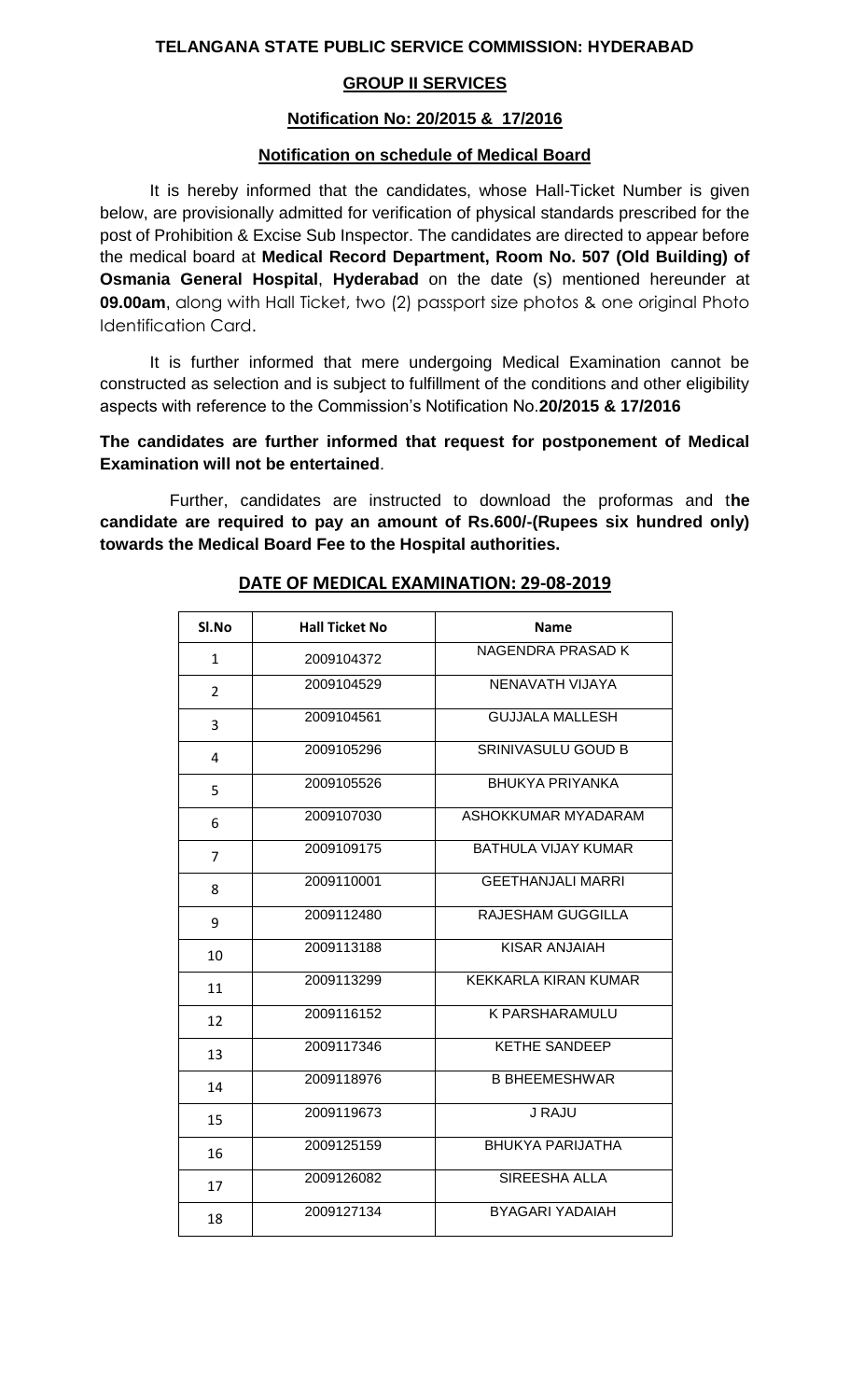**TELANGANA STATE PUBLIC SERVICE COMMISSION: HYDERABAD**

**GROUP II SERVICES**

**Notification No: 20/2015 & 17/2016**

**Notification on schedule of Medical Board**

It is hereby informed that the candidates, whose Hall-Ticket Number is given below, are provisionally admitted for verification of physical standards prescribed for the post of Prohibition & Excise Sub Inspector. The candidates are directed to appear before the medical board at **Medical Record Department, Room No. 507 (Old Building) of Osmania General Hospital**, **Hyderabad** on the date (s) mentioned hereunder at **09.00am**, along with Hall Ticket, two (2) passport size photos & one original Photo Identification Card.

It is further informed that mere undergoing Medical Examination cannot be constructed as selection and is subject to fulfillment of the conditions and other eligibility aspects with reference to the Commission's Notification No.**20/2015 & 17/2016**

**The candidates are further informed that request for postponement of Medical Examination will not be entertained**.

Further, candidates are instructed to download the proformas and t**he candidate are required to pay an amount of Rs.600/-(Rupees six hundred only) towards the Medical Board Fee to the Hospital authorities.**

**DATE OF MEDICAL EXAMINATION: 29-08-2019**

| Sl.No | Hall Ticket No | Name |
|---|---|---|
| 1 | 2009104372 | NAGENDRA PRASAD K |
| 2 | 2009104529 | NENAVATH VIJAYA |
| 3 | 2009104561 | GUJJALA MALLESH |
| 4 | 2009105296 | SRINIVASULU GOUD B |
| 5 | 2009105526 | BHUKYA PRIYANKA |
| 6 | 2009107030 | ASHOKKUMAR MYADARAM |
| 7 | 2009109175 | BATHULA VIJAY KUMAR |
| 8 | 2009110001 | GEETHANJALI MARRI |
| 9 | 2009112480 | RAJESHAM GUGGILLA |
| 10 | 2009113188 | KISAR ANJAIAH |
| 11 | 2009113299 | KEKKARLA KIRAN KUMAR |
| 12 | 2009116152 | K PARSHARAMULU |
| 13 | 2009117346 | KETHE SANDEEP |
| 14 | 2009118976 | B BHEEMESHWAR |
| 15 | 2009119673 | J RAJU |
| 16 | 2009125159 | BHUKYA PARIJATHA |
| 17 | 2009126082 | SIREESHA ALLA |
| 18 | 2009127134 | BYAGARI YADAIAH |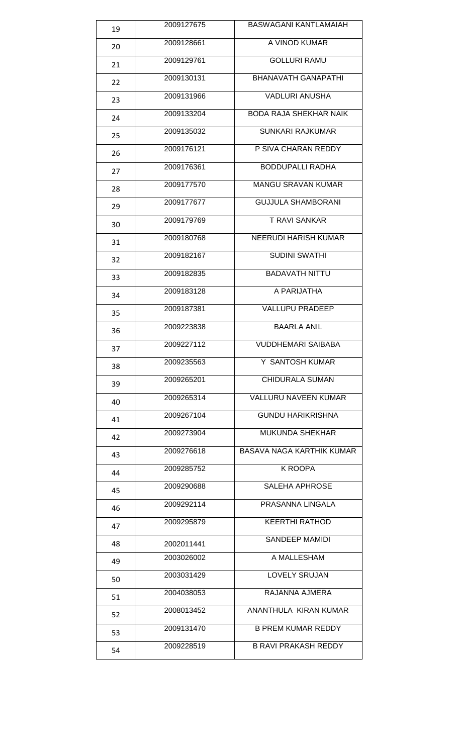| 19 | 2009127675 | BASWAGANI KANTLAMAIAH |
|---|---|---|
| 20 | 2009128661 | A VINOD KUMAR |
| 21 | 2009129761 | GOLLURI RAMU |
| 22 | 2009130131 | BHANAVATH GANAPATHI |
| 23 | 2009131966 | VADLURI ANUSHA |
| 24 | 2009133204 | BODA RAJA SHEKHAR NAIK |
| 25 | 2009135032 | SUNKARI RAJKUMAR |
| 26 | 2009176121 | P SIVA CHARAN REDDY |
| 27 | 2009176361 | BODDUPALLI RADHA |
| 28 | 2009177570 | MANGU SRAVAN KUMAR |
| 29 | 2009177677 | GUJJULA SHAMBORANI |
| 30 | 2009179769 | T RAVI SANKAR |
| 31 | 2009180768 | NEERUDI HARISH KUMAR |
| 32 | 2009182167 | SUDINI SWATHI |
| 33 | 2009182835 | BADAVATH NITTU |
| 34 | 2009183128 | A PARIJATHA |
| 35 | 2009187381 | VALLUPU PRADEEP |
| 36 | 2009223838 | BAARLA ANIL |
| 37 | 2009227112 | VUDDHEMARI SAIBABA |
| 38 | 2009235563 | Y SANTOSH KUMAR |
| 39 | 2009265201 | CHIDURALA SUMAN |
| 40 | 2009265314 | VALLURU NAVEEN KUMAR |
| 41 | 2009267104 | GUNDU HARIKRISHNA |
| 42 | 2009273904 | MUKUNDA SHEKHAR |
| 43 | 2009276618 | BASAVA NAGA KARTHIK KUMAR |
| 44 | 2009285752 | K ROOPA |
| 45 | 2009290688 | SALEHA APHROSE |
| 46 | 2009292114 | PRASANNA LINGALA |
| 47 | 2009295879 | KEERTHI RATHOD |
| 48 | 2002011441 | SANDEEP MAMIDI |
| 49 | 2003026002 | A MALLESHAM |
| 50 | 2003031429 | LOVELY SRUJAN |
| 51 | 2004038053 | RAJANNA AJMERA |
| 52 | 2008013452 | ANANTHULA KIRAN KUMAR |
| 53 | 2009131470 | B PREM KUMAR REDDY |
| 54 | 2009228519 | B RAVI PRAKASH REDDY |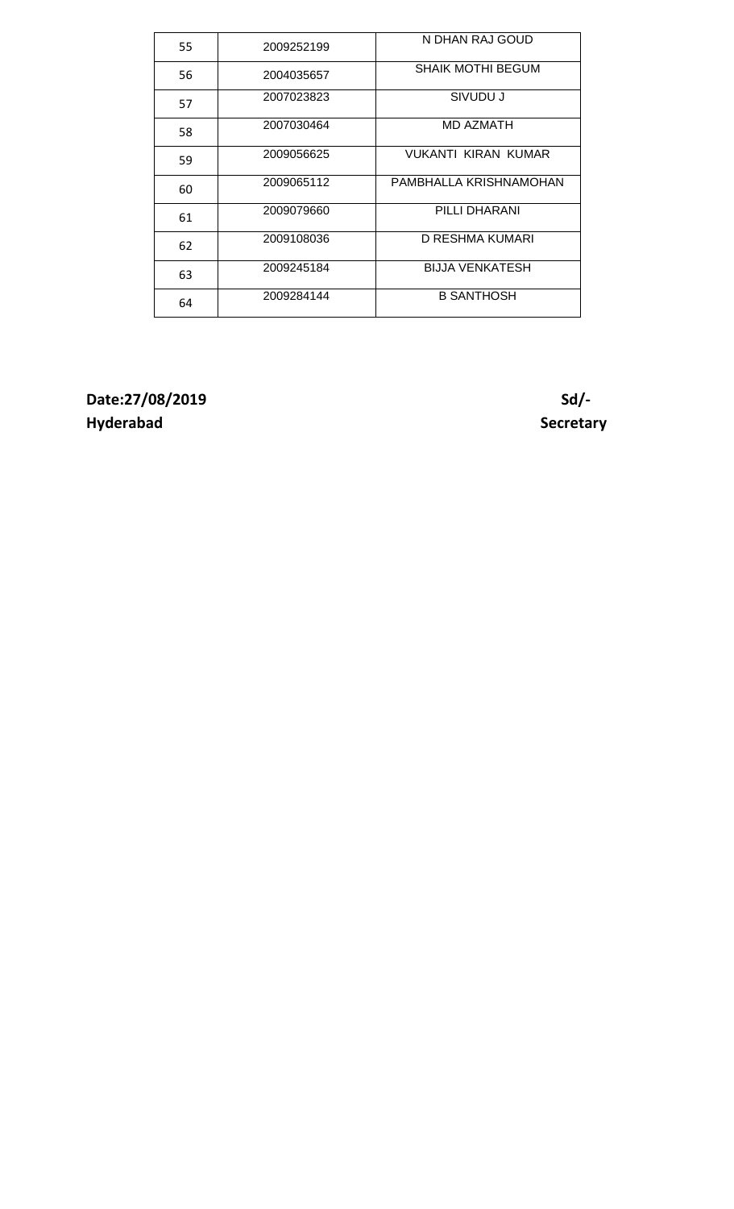| | | |
|---|---|---|
| 55 | 2009252199 | N DHAN RAJ GOUD |
| 56 | 2004035657 | SHAIK MOTHI BEGUM |
| 57 | 2007023823 | SIVUDU J |
| 58 | 2007030464 | MD AZMATH |
| 59 | 2009056625 | VUKANTI KIRAN KUMAR |
| 60 | 2009065112 | PAMBHALLA KRISHNAMOHAN |
| 61 | 2009079660 | PILLI DHARANI |
| 62 | 2009108036 | D RESHMA KUMARI |
| 63 | 2009245184 | BIJJA VENKATESH |
| 64 | 2009284144 | B SANTHOSH |

**Date:27/08/2019**
**Hyderabad**

**Sd/-**
**Secretary**